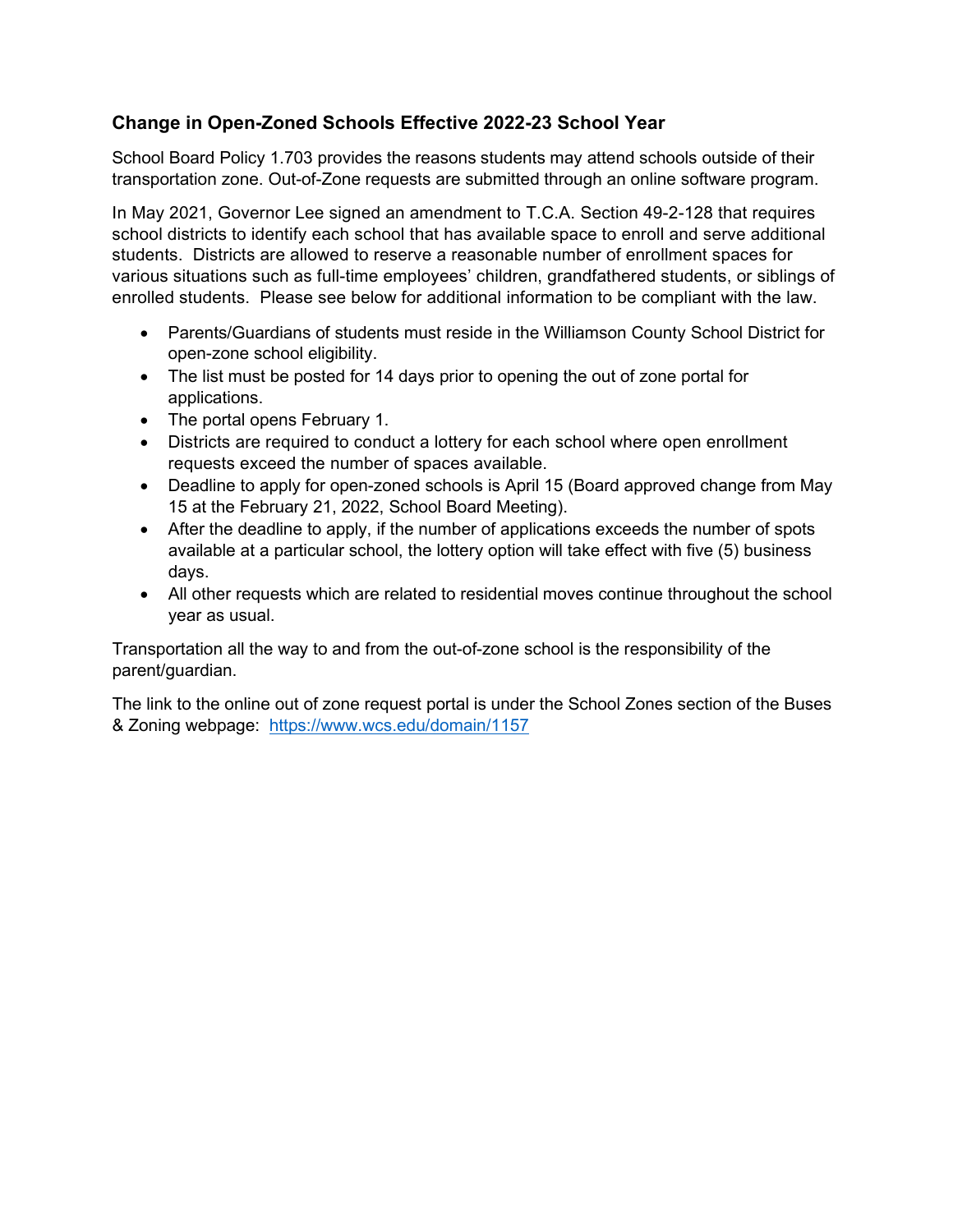### Change in Open-Zoned Schools Effective 2022-23 School Year

School Board Policy 1.703 provides the reasons students may attend schools outside of their transportation zone. Out-of-Zone requests are submitted through an online software program.

In May 2021, Governor Lee signed an amendment to T.C.A. Section 49-2-128 that requires school districts to identify each school that has available space to enroll and serve additional students. Districts are allowed to reserve a reasonable number of enrollment spaces for various situations such as full-time employees' children, grandfathered students, or siblings of enrolled students. Please see below for additional information to be compliant with the law.

- Parents/Guardians of students must reside in the Williamson County School District for open-zone school eligibility.
- The list must be posted for 14 days prior to opening the out of zone portal for applications.
- The portal opens February 1.
- Districts are required to conduct a lottery for each school where open enrollment requests exceed the number of spaces available.
- Deadline to apply for open-zoned schools is April 15 (Board approved change from May 15 at the February 21, 2022, School Board Meeting).
- After the deadline to apply, if the number of applications exceeds the number of spots available at a particular school, the lottery option will take effect with five (5) business days.
- All other requests which are related to residential moves continue throughout the school year as usual.

Transportation all the way to and from the out-of-zone school is the responsibility of the parent/guardian.

The link to the online out of zone request portal is under the School Zones section of the Buses & Zoning webpage: https://www.wcs.edu/domain/1157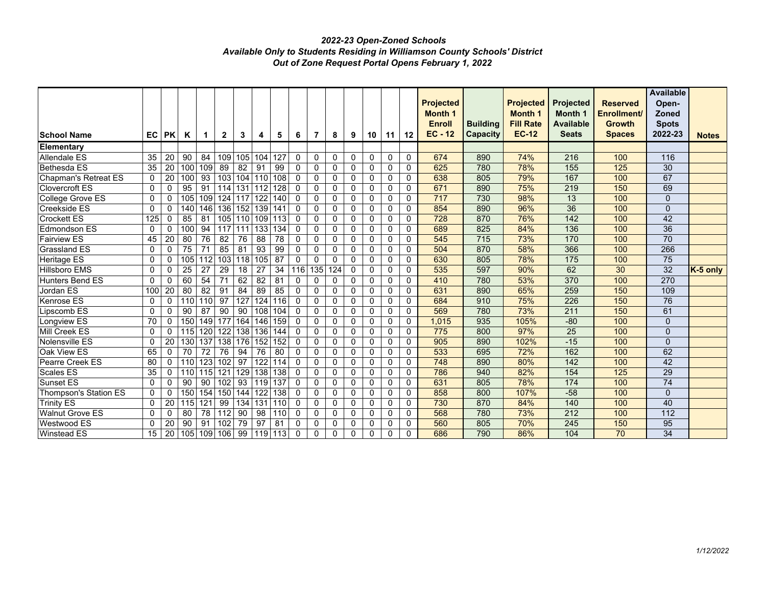***2022-23 Open-Zoned Schools***
***Available Only to Students Residing in Williamson County Schools' District***
***Out of Zone Request Portal Opens February 1, 2022***

| School Name | EC | PK | K | 1 | 2 | 3 | 4 | 5 | 6 | 7 | 8 | 9 | 10 | 11 | 12 | Projected Month 1 Enroll EC - 12 | Building Capacity | Projected Month 1 Fill Rate EC-12 | Projected Month 1 Available Seats | Reserved Enrollment/ Growth Spaces | Available Open-Zoned Spots 2022-23 | Notes |
|---|---|---|---|---|---|---|---|---|---|---|---|---|---|---|---|---|---|---|---|---|---|---|
| **Elementary** | | | | | | | | | | | | | | | | | | | | | | |
| Allendale ES | 35 | 20 | 90 | 84 | 109 | 105 | 104 | 127 | 0 | 0 | 0 | 0 | 0 | 0 | 0 | 674 | 890 | 74% | 216 | 100 | 116 | |
| Bethesda ES | 35 | 20 | 100 | 109 | 89 | 82 | 91 | 99 | 0 | 0 | 0 | 0 | 0 | 0 | 0 | 625 | 780 | 78% | 155 | 125 | 30 | |
| Chapman's Retreat ES | 0 | 20 | 100 | 93 | 103 | 104 | 110 | 108 | 0 | 0 | 0 | 0 | 0 | 0 | 0 | 638 | 805 | 79% | 167 | 100 | 67 | |
| Clovercroft ES | 0 | 0 | 95 | 91 | 114 | 131 | 112 | 128 | 0 | 0 | 0 | 0 | 0 | 0 | 0 | 671 | 890 | 75% | 219 | 150 | 69 | |
| College Grove ES | 0 | 0 | 105 | 109 | 124 | 117 | 122 | 140 | 0 | 0 | 0 | 0 | 0 | 0 | 0 | 717 | 730 | 98% | 13 | 100 | 0 | |
| Creekside ES | 0 | 0 | 140 | 146 | 136 | 152 | 139 | 141 | 0 | 0 | 0 | 0 | 0 | 0 | 0 | 854 | 890 | 96% | 36 | 100 | 0 | |
| Crockett ES | 125 | 0 | 85 | 81 | 105 | 110 | 109 | 113 | 0 | 0 | 0 | 0 | 0 | 0 | 0 | 728 | 870 | 76% | 142 | 100 | 42 | |
| Edmondson ES | 0 | 0 | 100 | 94 | 117 | 111 | 133 | 134 | 0 | 0 | 0 | 0 | 0 | 0 | 0 | 689 | 825 | 84% | 136 | 100 | 36 | |
| Fairview ES | 45 | 20 | 80 | 76 | 82 | 76 | 88 | 78 | 0 | 0 | 0 | 0 | 0 | 0 | 0 | 545 | 715 | 73% | 170 | 100 | 70 | |
| Grassland ES | 0 | 0 | 75 | 71 | 85 | 81 | 93 | 99 | 0 | 0 | 0 | 0 | 0 | 0 | 0 | 504 | 870 | 58% | 366 | 100 | 266 | |
| Heritage ES | 0 | 0 | 105 | 112 | 103 | 118 | 105 | 87 | 0 | 0 | 0 | 0 | 0 | 0 | 0 | 630 | 805 | 78% | 175 | 100 | 75 | |
| Hillsboro EMS | 0 | 0 | 25 | 27 | 29 | 18 | 27 | 34 | 116 | 135 | 124 | 0 | 0 | 0 | 0 | 535 | 597 | 90% | 62 | 30 | 32 | **K-5 only** |
| Hunters Bend ES | 0 | 0 | 60 | 54 | 71 | 62 | 82 | 81 | 0 | 0 | 0 | 0 | 0 | 0 | 0 | 410 | 780 | 53% | 370 | 100 | 270 | |
| Jordan ES | 100 | 20 | 80 | 82 | 91 | 84 | 89 | 85 | 0 | 0 | 0 | 0 | 0 | 0 | 0 | 631 | 890 | 65% | 259 | 150 | 109 | |
| Kenrose ES | 0 | 0 | 110 | 110 | 97 | 127 | 124 | 116 | 0 | 0 | 0 | 0 | 0 | 0 | 0 | 684 | 910 | 75% | 226 | 150 | 76 | |
| Lipscomb ES | 0 | 0 | 90 | 87 | 90 | 90 | 108 | 104 | 0 | 0 | 0 | 0 | 0 | 0 | 0 | 569 | 780 | 73% | 211 | 150 | 61 | |
| Longview ES | 70 | 0 | 150 | 149 | 177 | 164 | 146 | 159 | 0 | 0 | 0 | 0 | 0 | 0 | 0 | 1,015 | 935 | 105% | -80 | 100 | 0 | |
| Mill Creek ES | 0 | 0 | 115 | 120 | 122 | 138 | 136 | 144 | 0 | 0 | 0 | 0 | 0 | 0 | 0 | 775 | 800 | 97% | 25 | 100 | 0 | |
| Nolensville ES | 0 | 20 | 130 | 137 | 138 | 176 | 152 | 152 | 0 | 0 | 0 | 0 | 0 | 0 | 0 | 905 | 890 | 102% | -15 | 100 | 0 | |
| Oak View ES | 65 | 0 | 70 | 72 | 76 | 94 | 76 | 80 | 0 | 0 | 0 | 0 | 0 | 0 | 0 | 533 | 695 | 72% | 162 | 100 | 62 | |
| Pearre Creek ES | 80 | 0 | 110 | 123 | 102 | 97 | 122 | 114 | 0 | 0 | 0 | 0 | 0 | 0 | 0 | 748 | 890 | 80% | 142 | 100 | 42 | |
| Scales ES | 35 | 0 | 110 | 115 | 121 | 129 | 138 | 138 | 0 | 0 | 0 | 0 | 0 | 0 | 0 | 786 | 940 | 82% | 154 | 125 | 29 | |
| Sunset ES | 0 | 0 | 90 | 90 | 102 | 93 | 119 | 137 | 0 | 0 | 0 | 0 | 0 | 0 | 0 | 631 | 805 | 78% | 174 | 100 | 74 | |
| Thompson's Station ES | 0 | 0 | 150 | 154 | 150 | 144 | 122 | 138 | 0 | 0 | 0 | 0 | 0 | 0 | 0 | 858 | 800 | 107% | -58 | 100 | 0 | |
| Trinity ES | 0 | 20 | 115 | 121 | 99 | 134 | 131 | 110 | 0 | 0 | 0 | 0 | 0 | 0 | 0 | 730 | 870 | 84% | 140 | 100 | 40 | |
| Walnut Grove ES | 0 | 0 | 80 | 78 | 112 | 90 | 98 | 110 | 0 | 0 | 0 | 0 | 0 | 0 | 0 | 568 | 780 | 73% | 212 | 100 | 112 | |
| Westwood ES | 0 | 20 | 90 | 91 | 102 | 79 | 97 | 81 | 0 | 0 | 0 | 0 | 0 | 0 | 0 | 560 | 805 | 70% | 245 | 150 | 95 | |
| Winstead ES | 15 | 20 | 105 | 109 | 106 | 99 | 119 | 113 | 0 | 0 | 0 | 0 | 0 | 0 | 0 | 686 | 790 | 86% | 104 | 70 | 34 | |

*1/12/2022*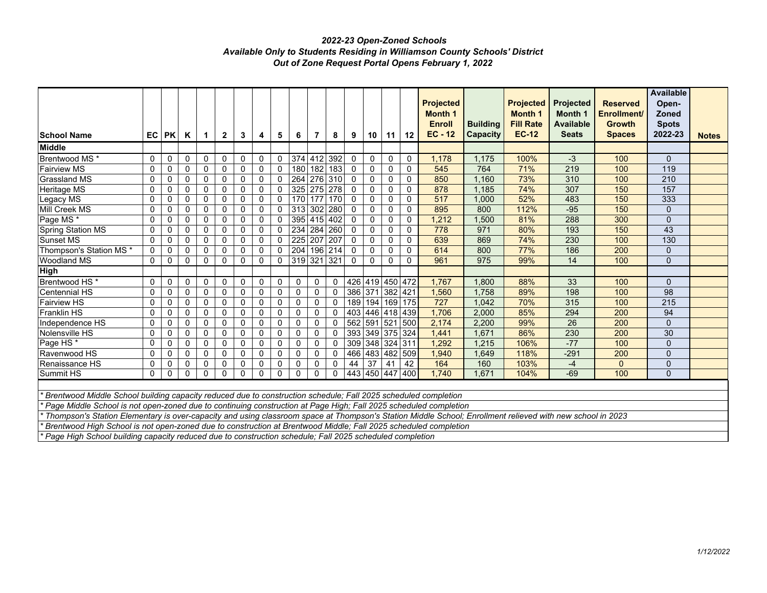***2022-23 Open-Zoned Schools***
***Available Only to Students Residing in Williamson County Schools' District***
***Out of Zone Request Portal Opens February 1, 2022***

| School Name | EC | PK | K | 1 | 2 | 3 | 4 | 5 | 6 | 7 | 8 | 9 | 10 | 11 | 12 | Projected Month 1 Enroll EC - 12 | Building Capacity | Projected Month 1 Fill Rate EC-12 | Projected Month 1 Available Seats | Reserved Enrollment/ Growth Spaces | Available Open-Zoned Spots 2022-23 | Notes |
|---|---|---|---|---|---|---|---|---|---|---|---|---|---|---|---|---|---|---|---|---|---|---|
| **Middle** | | | | | | | | | | | | | | | | | | | | | | |
| Brentwood MS * | 0 | 0 | 0 | 0 | 0 | 0 | 0 | 0 | 374 | 412 | 392 | 0 | 0 | 0 | 0 | 1,178 | 1,175 | 100% | -3 | 100 | 0 | |
| Fairview MS | 0 | 0 | 0 | 0 | 0 | 0 | 0 | 0 | 180 | 182 | 183 | 0 | 0 | 0 | 0 | 545 | 764 | 71% | 219 | 100 | 119 | |
| Grassland MS | 0 | 0 | 0 | 0 | 0 | 0 | 0 | 0 | 264 | 276 | 310 | 0 | 0 | 0 | 0 | 850 | 1,160 | 73% | 310 | 100 | 210 | |
| Heritage MS | 0 | 0 | 0 | 0 | 0 | 0 | 0 | 0 | 325 | 275 | 278 | 0 | 0 | 0 | 0 | 878 | 1,185 | 74% | 307 | 150 | 157 | |
| Legacy MS | 0 | 0 | 0 | 0 | 0 | 0 | 0 | 0 | 170 | 177 | 170 | 0 | 0 | 0 | 0 | 517 | 1,000 | 52% | 483 | 150 | 333 | |
| Mill Creek MS | 0 | 0 | 0 | 0 | 0 | 0 | 0 | 0 | 313 | 302 | 280 | 0 | 0 | 0 | 0 | 895 | 800 | 112% | -95 | 150 | 0 | |
| Page MS * | 0 | 0 | 0 | 0 | 0 | 0 | 0 | 0 | 395 | 415 | 402 | 0 | 0 | 0 | 0 | 1,212 | 1,500 | 81% | 288 | 300 | 0 | |
| Spring Station MS | 0 | 0 | 0 | 0 | 0 | 0 | 0 | 0 | 234 | 284 | 260 | 0 | 0 | 0 | 0 | 778 | 971 | 80% | 193 | 150 | 43 | |
| Sunset MS | 0 | 0 | 0 | 0 | 0 | 0 | 0 | 0 | 225 | 207 | 207 | 0 | 0 | 0 | 0 | 639 | 869 | 74% | 230 | 100 | 130 | |
| Thompson's Station MS * | 0 | 0 | 0 | 0 | 0 | 0 | 0 | 0 | 204 | 196 | 214 | 0 | 0 | 0 | 0 | 614 | 800 | 77% | 186 | 200 | 0 | |
| Woodland MS | 0 | 0 | 0 | 0 | 0 | 0 | 0 | 0 | 319 | 321 | 321 | 0 | 0 | 0 | 0 | 961 | 975 | 99% | 14 | 100 | 0 | |
| **High** | | | | | | | | | | | | | | | | | | | | | | |
| Brentwood HS * | 0 | 0 | 0 | 0 | 0 | 0 | 0 | 0 | 0 | 0 | 0 | 426 | 419 | 450 | 472 | 1,767 | 1,800 | 88% | 33 | 100 | 0 | |
| Centennial HS | 0 | 0 | 0 | 0 | 0 | 0 | 0 | 0 | 0 | 0 | 0 | 386 | 371 | 382 | 421 | 1,560 | 1,758 | 89% | 198 | 100 | 98 | |
| Fairview HS | 0 | 0 | 0 | 0 | 0 | 0 | 0 | 0 | 0 | 0 | 0 | 189 | 194 | 169 | 175 | 727 | 1,042 | 70% | 315 | 100 | 215 | |
| Franklin HS | 0 | 0 | 0 | 0 | 0 | 0 | 0 | 0 | 0 | 0 | 0 | 403 | 446 | 418 | 439 | 1,706 | 2,000 | 85% | 294 | 200 | 94 | |
| Independence HS | 0 | 0 | 0 | 0 | 0 | 0 | 0 | 0 | 0 | 0 | 0 | 562 | 591 | 521 | 500 | 2,174 | 2,200 | 99% | 26 | 200 | 0 | |
| Nolensville HS | 0 | 0 | 0 | 0 | 0 | 0 | 0 | 0 | 0 | 0 | 0 | 393 | 349 | 375 | 324 | 1,441 | 1,671 | 86% | 230 | 200 | 30 | |
| Page HS * | 0 | 0 | 0 | 0 | 0 | 0 | 0 | 0 | 0 | 0 | 0 | 309 | 348 | 324 | 311 | 1,292 | 1,215 | 106% | -77 | 100 | 0 | |
| Ravenwood HS | 0 | 0 | 0 | 0 | 0 | 0 | 0 | 0 | 0 | 0 | 0 | 466 | 483 | 482 | 509 | 1,940 | 1,649 | 118% | -291 | 200 | 0 | |
| Renaissance HS | 0 | 0 | 0 | 0 | 0 | 0 | 0 | 0 | 0 | 0 | 0 | 44 | 37 | 41 | 42 | 164 | 160 | 103% | -4 | 0 | 0 | |
| Summit HS | 0 | 0 | 0 | 0 | 0 | 0 | 0 | 0 | 0 | 0 | 0 | 443 | 450 | 447 | 400 | 1,740 | 1,671 | 104% | -69 | 100 | 0 | |

*\* Brentwood Middle School building capacity reduced due to construction schedule; Fall 2025 scheduled completion*

*\* Page Middle School is not open-zoned due to continuing construction at Page High; Fall 2025 scheduled completion*

*\* Thompson's Station Elementary is over-capacity and using classroom space at Thompson's Station Middle School; Enrollment relieved with new school in 2023*

*\* Brentwood High School is not open-zoned due to construction at Brentwood Middle; Fall 2025 scheduled completion*

*\* Page High School building capacity reduced due to construction schedule; Fall 2025 scheduled completion*

*1/12/2022*